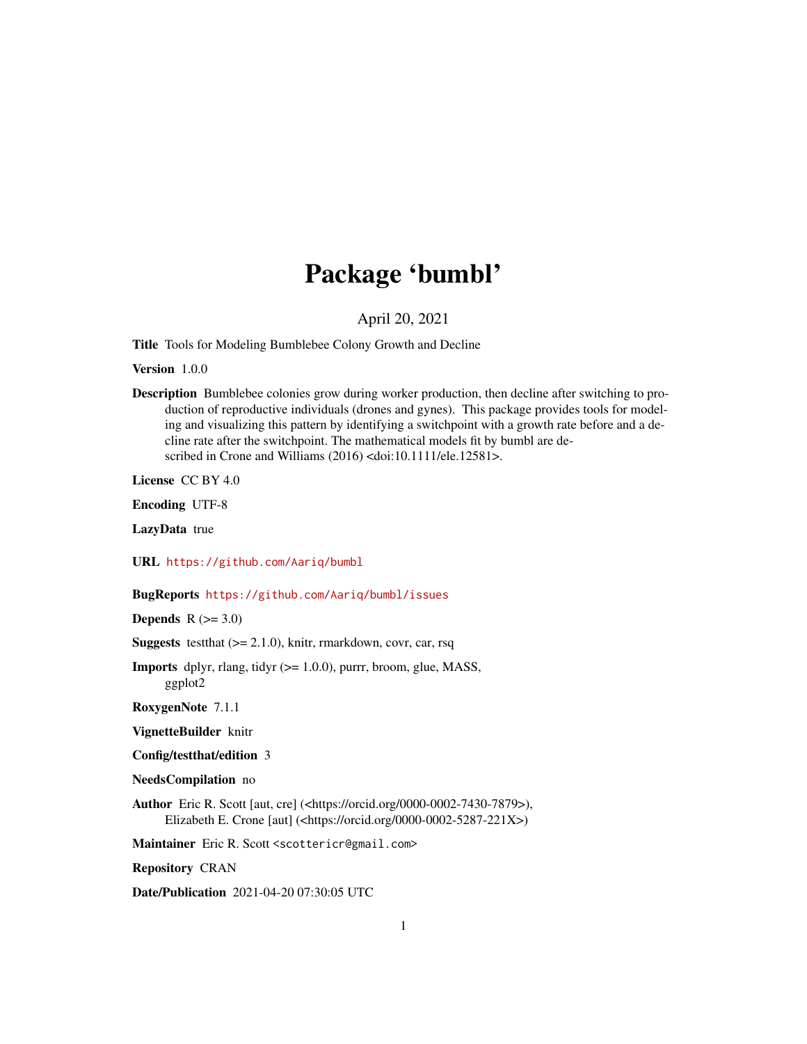# Package ‘bumbl’

April 20, 2021

**Title** Tools for Modeling Bumblebee Colony Growth and Decline

**Version** 1.0.0

**Description** Bumblebee colonies grow during worker production, then decline after switching to production of reproductive individuals (drones and gynes). This package provides tools for modeling and visualizing this pattern by identifying a switchpoint with a growth rate before and a decline rate after the switchpoint. The mathematical models fit by bumbl are described in Crone and Williams (2016) <doi:10.1111/ele.12581>.

**License** CC BY 4.0

**Encoding** UTF-8

**LazyData** true

**URL** https://github.com/Aariq/bumbl

**BugReports** https://github.com/Aariq/bumbl/issues

**Depends** R (>= 3.0)

**Suggests** testthat (>= 2.1.0), knitr, rmarkdown, covr, car, rsq

**Imports** dplyr, rlang, tidyr (>= 1.0.0), purrr, broom, glue, MASS, ggplot2

**RoxygenNote** 7.1.1

**VignetteBuilder** knitr

**Config/testthat/edition** 3

**NeedsCompilation** no

**Author** Eric R. Scott [aut, cre] (<https://orcid.org/0000-0002-7430-7879>), Elizabeth E. Crone [aut] (<https://orcid.org/0000-0002-5287-221X>)

**Maintainer** Eric R. Scott <scottericr@gmail.com>

**Repository** CRAN

**Date/Publication** 2021-04-20 07:30:05 UTC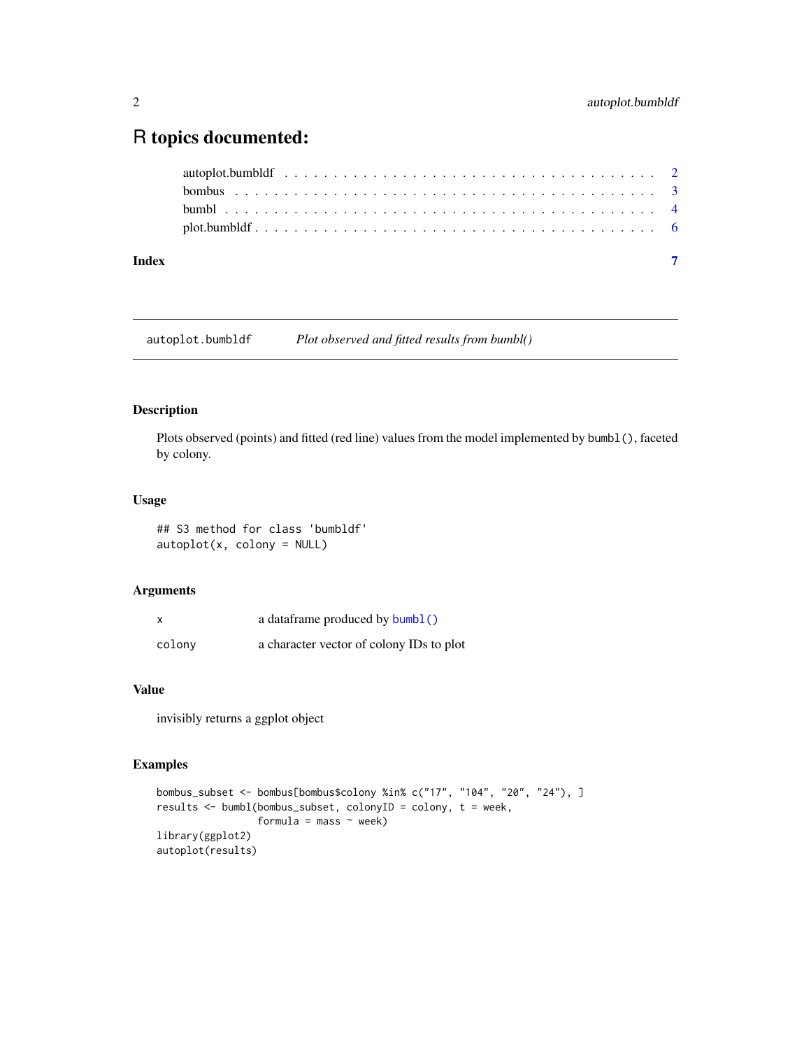# R topics documented:

autoplot.bumbldf . . . . . . . . . . . . . . . . . . . . . . . . . . . . . . . . . . . . 2
bombus . . . . . . . . . . . . . . . . . . . . . . . . . . . . . . . . . . . . . . . . . . 3
bumbl . . . . . . . . . . . . . . . . . . . . . . . . . . . . . . . . . . . . . . . . . . . 4
plot.bumbldf . . . . . . . . . . . . . . . . . . . . . . . . . . . . . . . . . . . . . . 6

**Index** **7**

---

`autoplot.bumbldf` *Plot observed and fitted results from bumbl()*

---

### Description

Plots observed (points) and fitted (red line) values from the model implemented by `bumbl()`, faceted by colony.

### Usage

```
## S3 method for class 'bumbldf'
autoplot(x, colony = NULL)
```

### Arguments

| | |
|---|---|
| `x` | a dataframe produced by `bumbl()` |
| `colony` | a character vector of colony IDs to plot |

### Value

invisibly returns a ggplot object

### Examples

```
bombus_subset <- bombus[bombus$colony %in% c("17", "104", "20", "24"), ]
results <- bumbl(bombus_subset, colonyID = colony, t = week,
                 formula = mass ~ week)
library(ggplot2)
autoplot(results)
```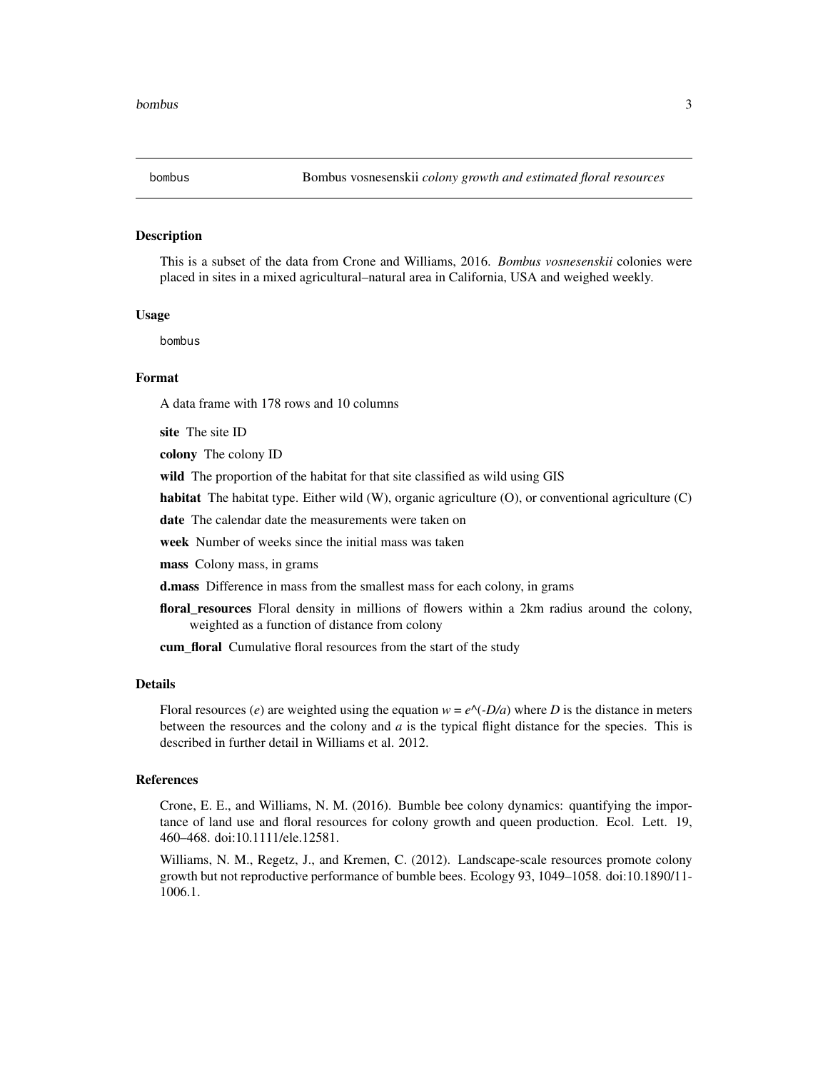# bombus — *Bombus vosnesenskii colony growth and estimated floral resources*

## Description

This is a subset of the data from Crone and Williams, 2016. *Bombus vosnesenskii* colonies were placed in sites in a mixed agricultural–natural area in California, USA and weighed weekly.

## Usage

```
bombus
```

## Format

A data frame with 178 rows and 10 columns

- **site** The site ID
- **colony** The colony ID
- **wild** The proportion of the habitat for that site classified as wild using GIS
- **habitat** The habitat type. Either wild (W), organic agriculture (O), or conventional agriculture (C)
- **date** The calendar date the measurements were taken on
- **week** Number of weeks since the initial mass was taken
- **mass** Colony mass, in grams
- **d.mass** Difference in mass from the smallest mass for each colony, in grams
- **floral_resources** Floral density in millions of flowers within a 2km radius around the colony, weighted as a function of distance from colony
- **cum_floral** Cumulative floral resources from the start of the study

## Details

Floral resources ($e$) are weighted using the equation $w = e^{(-D/a)}$ where $D$ is the distance in meters between the resources and the colony and $a$ is the typical flight distance for the species. This is described in further detail in Williams et al. 2012.

## References

Crone, E. E., and Williams, N. M. (2016). Bumble bee colony dynamics: quantifying the importance of land use and floral resources for colony growth and queen production. Ecol. Lett. 19, 460–468. doi:10.1111/ele.12581.

Williams, N. M., Regetz, J., and Kremen, C. (2012). Landscape-scale resources promote colony growth but not reproductive performance of bumble bees. Ecology 93, 1049–1058. doi:10.1890/11-1006.1.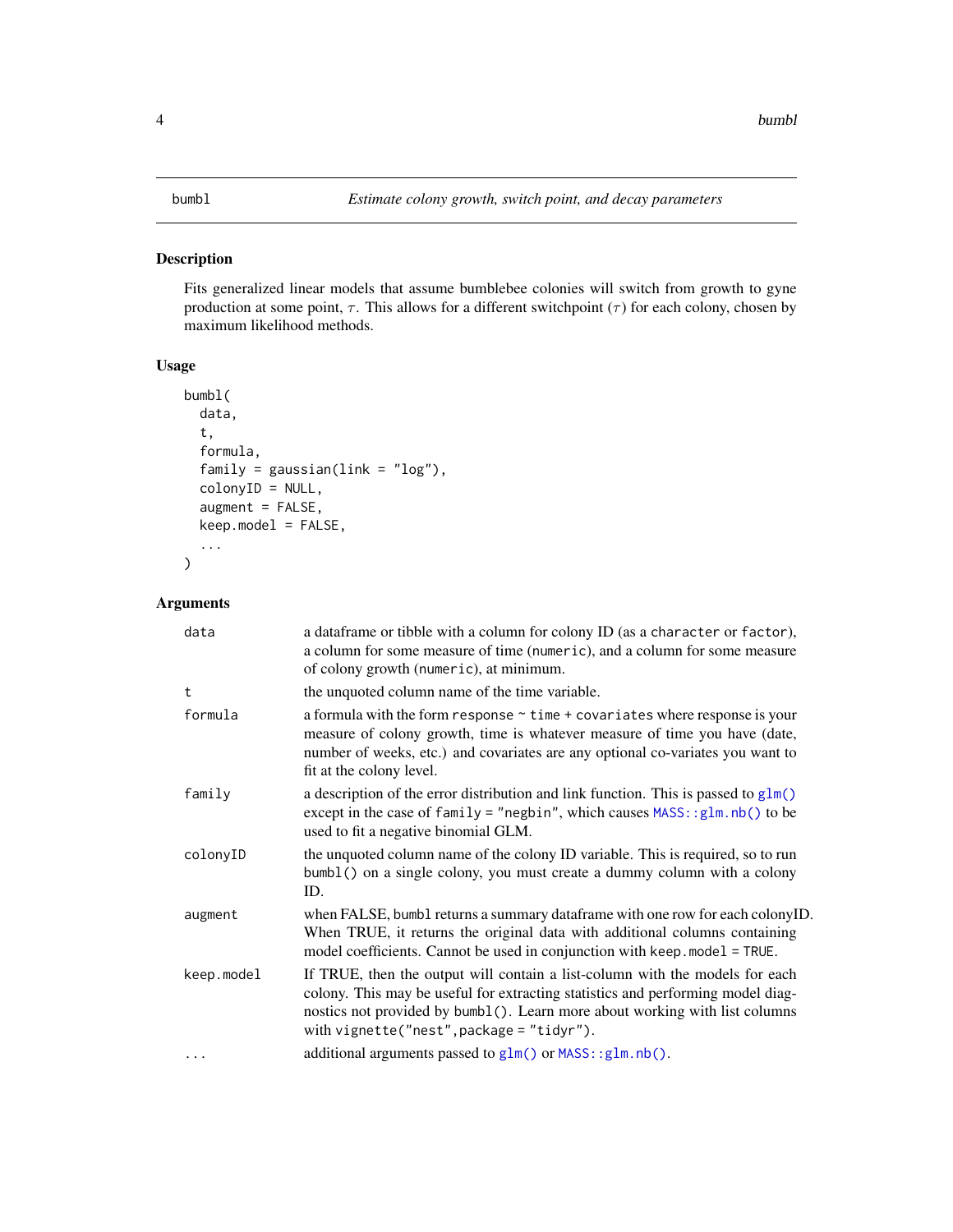## bumbl — *Estimate colony growth, switch point, and decay parameters*

### Description

Fits generalized linear models that assume bumblebee colonies will switch from growth to gyne production at some point, $\tau$. This allows for a different switchpoint ($\tau$) for each colony, chosen by maximum likelihood methods.

### Usage

```
bumbl(
  data,
  t,
  formula,
  family = gaussian(link = "log"),
  colonyID = NULL,
  augment = FALSE,
  keep.model = FALSE,
  ...
)
```

### Arguments

| Argument | Description |
|---|---|
| `data` | a dataframe or tibble with a column for colony ID (as a `character` or `factor`), a column for some measure of time (`numeric`), and a column for some measure of colony growth (`numeric`), at minimum. |
| `t` | the unquoted column name of the time variable. |
| `formula` | a formula with the form `response ~ time + covariates` where response is your measure of colony growth, time is whatever measure of time you have (date, number of weeks, etc.) and covariates are any optional co-variates you want to fit at the colony level. |
| `family` | a description of the error distribution and link function. This is passed to `glm()` except in the case of `family = "negbin"`, which causes `MASS::glm.nb()` to be used to fit a negative binomial GLM. |
| `colonyID` | the unquoted column name of the colony ID variable. This is required, so to run `bumbl()` on a single colony, you must create a dummy column with a colony ID. |
| `augment` | when FALSE, `bumbl` returns a summary dataframe with one row for each colonyID. When TRUE, it returns the original data with additional columns containing model coefficients. Cannot be used in conjunction with `keep.model = TRUE`. |
| `keep.model` | If TRUE, then the output will contain a list-column with the models for each colony. This may be useful for extracting statistics and performing model diagnostics not provided by `bumbl()`. Learn more about working with list columns with `vignette("nest", package = "tidyr")`. |
| `...` | additional arguments passed to `glm()` or `MASS::glm.nb()`. |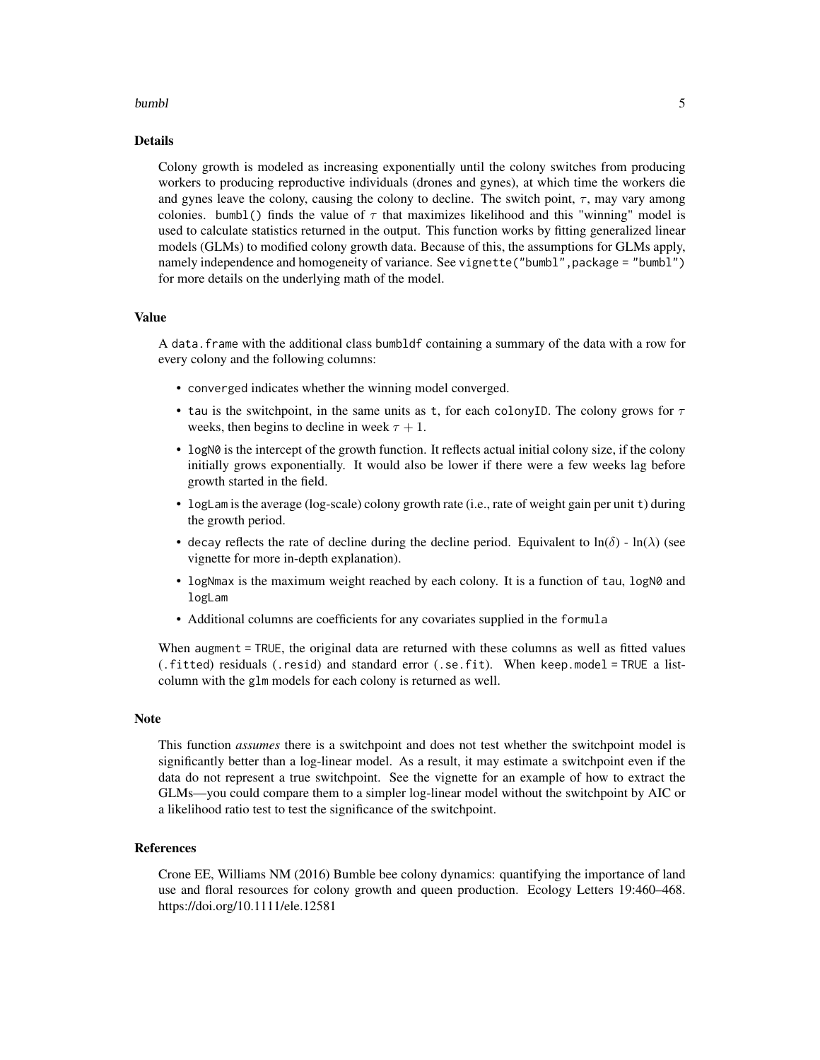## Details

Colony growth is modeled as increasing exponentially until the colony switches from producing workers to producing reproductive individuals (drones and gynes), at which time the workers die and gynes leave the colony, causing the colony to decline. The switch point, $\tau$, may vary among colonies. `bumbl()` finds the value of $\tau$ that maximizes likelihood and this "winning" model is used to calculate statistics returned in the output. This function works by fitting generalized linear models (GLMs) to modified colony growth data. Because of this, the assumptions for GLMs apply, namely independence and homogeneity of variance. See `vignette("bumbl",package = "bumbl")` for more details on the underlying math of the model.

## Value

A `data.frame` with the additional class `bumbldf` containing a summary of the data with a row for every colony and the following columns:

- `converged` indicates whether the winning model converged.
- `tau` is the switchpoint, in the same units as `t`, for each `colonyID`. The colony grows for $\tau$ weeks, then begins to decline in week $\tau + 1$.
- `logN0` is the intercept of the growth function. It reflects actual initial colony size, if the colony initially grows exponentially. It would also be lower if there were a few weeks lag before growth started in the field.
- `logLam` is the average (log-scale) colony growth rate (i.e., rate of weight gain per unit `t`) during the growth period.
- `decay` reflects the rate of decline during the decline period. Equivalent to $\ln(\delta)$ - $\ln(\lambda)$ (see vignette for more in-depth explanation).
- `logNmax` is the maximum weight reached by each colony. It is a function of `tau`, `logN0` and `logLam`
- Additional columns are coefficients for any covariates supplied in the `formula`

When `augment = TRUE`, the original data are returned with these columns as well as fitted values (`.fitted`) residuals (`.resid`) and standard error (`.se.fit`). When `keep.model = TRUE` a list-column with the `glm` models for each colony is returned as well.

## Note

This function *assumes* there is a switchpoint and does not test whether the switchpoint model is significantly better than a log-linear model. As a result, it may estimate a switchpoint even if the data do not represent a true switchpoint. See the vignette for an example of how to extract the GLMs—you could compare them to a simpler log-linear model without the switchpoint by AIC or a likelihood ratio test to test the significance of the switchpoint.

## References

Crone EE, Williams NM (2016) Bumble bee colony dynamics: quantifying the importance of land use and floral resources for colony growth and queen production. Ecology Letters 19:460–468. https://doi.org/10.1111/ele.12581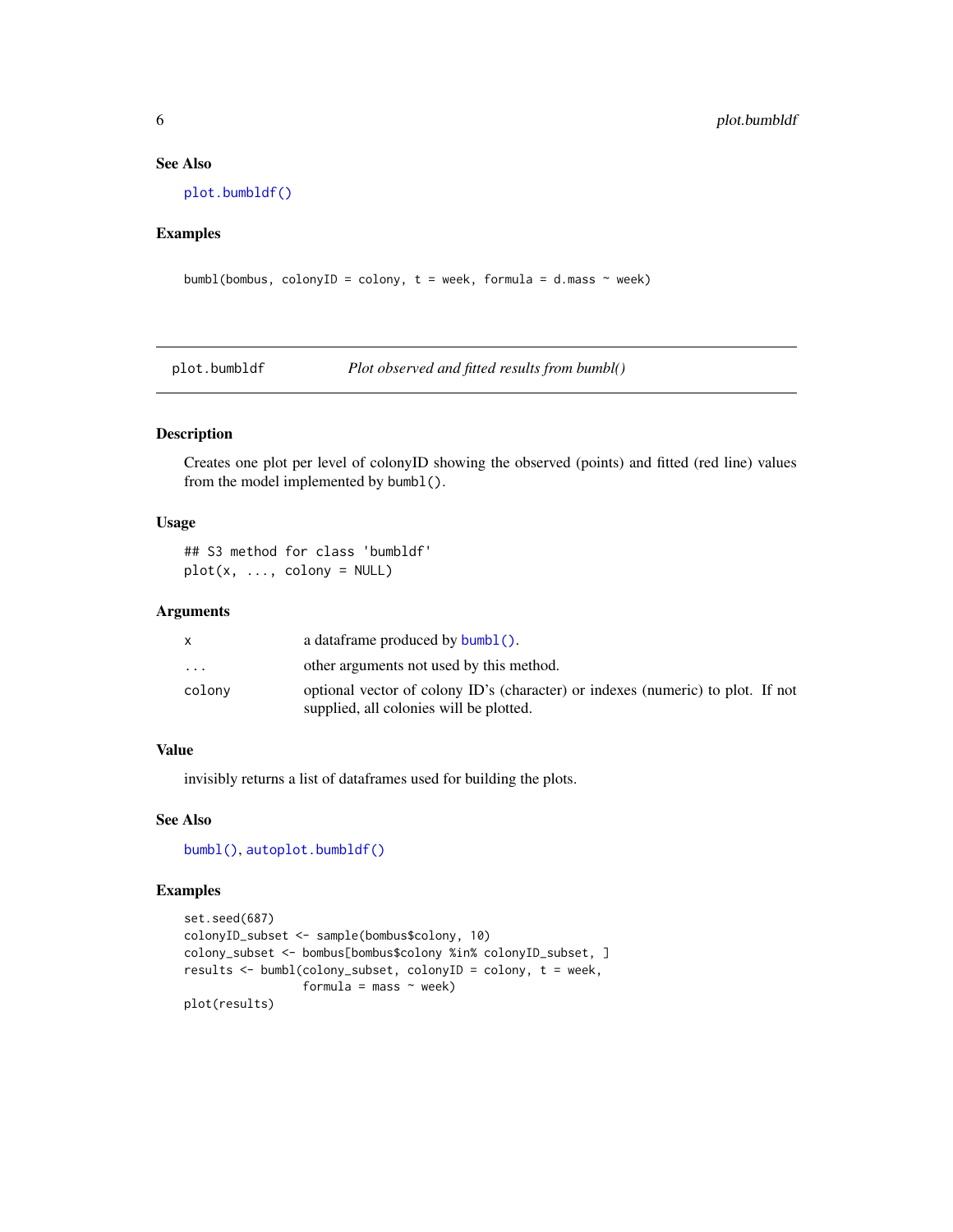## See Also

`plot.bumbldf()`

## Examples

```
bumbl(bombus, colonyID = colony, t = week, formula = d.mass ~ week)
```

---

# plot.bumbldf — *Plot observed and fitted results from bumbl()*

## Description

Creates one plot per level of colonyID showing the observed (points) and fitted (red line) values from the model implemented by `bumbl()`.

## Usage

```
## S3 method for class 'bumbldf'
plot(x, ..., colony = NULL)
```

## Arguments

| | |
|---|---|
| x | a dataframe produced by `bumbl()`. |
| ... | other arguments not used by this method. |
| colony | optional vector of colony ID's (character) or indexes (numeric) to plot. If not supplied, all colonies will be plotted. |

## Value

invisibly returns a list of dataframes used for building the plots.

## See Also

`bumbl()`, `autoplot.bumbldf()`

## Examples

```
set.seed(687)
colonyID_subset <- sample(bombus$colony, 10)
colony_subset <- bombus[bombus$colony %in% colonyID_subset, ]
results <- bumbl(colony_subset, colonyID = colony, t = week,
                 formula = mass ~ week)
plot(results)
```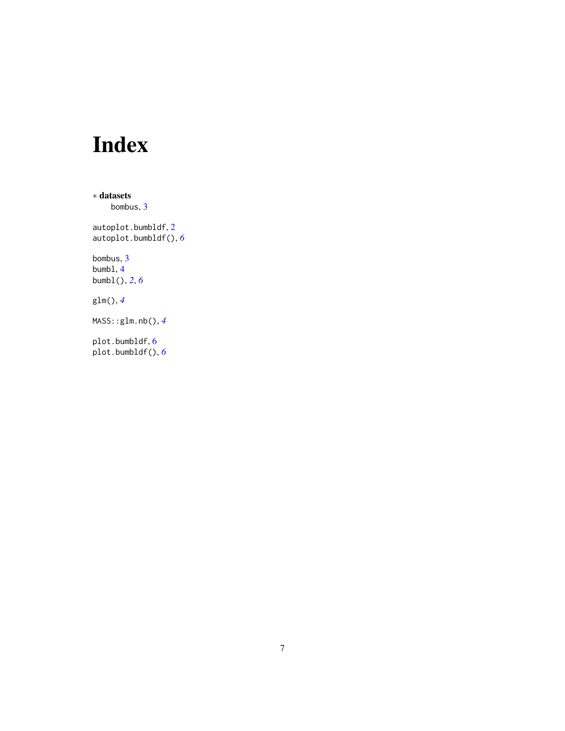# Index

∗ **datasets**
    bombus, 3

autoplot.bumbldf, 2
autoplot.bumbldf(), *6*

bombus, 3
bumbl, 4
bumbl(), *2*, *6*

glm(), *4*

MASS::glm.nb(), *4*

plot.bumbldf, 6
plot.bumbldf(), *6*